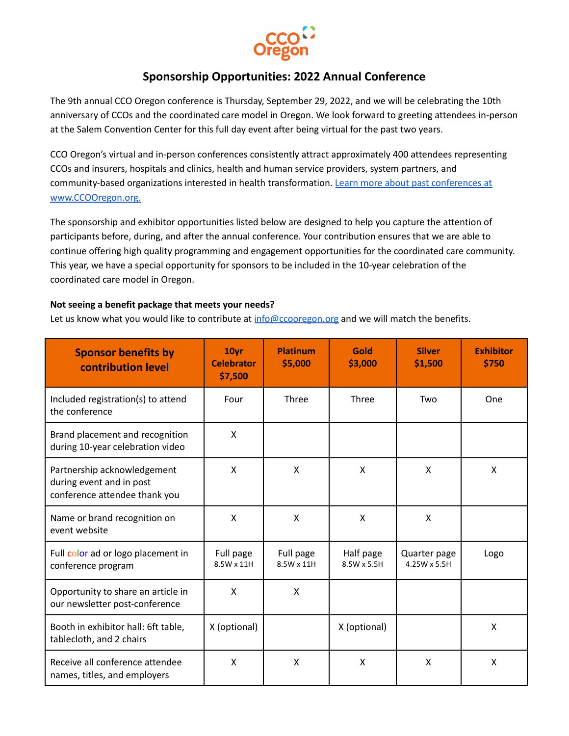# Sponsorship Opportunities: 2022 Annual Conference

The 9th annual CCO Oregon conference is Thursday, September 29, 2022, and we will be celebrating the 10th anniversary of CCOs and the coordinated care model in Oregon. We look forward to greeting attendees in-person at the Salem Convention Center for this full day event after being virtual for the past two years.

CCO Oregon's virtual and in-person conferences consistently attract approximately 400 attendees representing CCOs and insurers, hospitals and clinics, health and human service providers, system partners, and community-based organizations interested in health transformation. [Learn more about past conferences at www.CCOOregon.org.](http://www.CCOOregon.org)

The sponsorship and exhibitor opportunities listed below are designed to help you capture the attention of participants before, during, and after the annual conference. Your contribution ensures that we are able to continue offering high quality programming and engagement opportunities for the coordinated care community. This year, we have a special opportunity for sponsors to be included in the 10-year celebration of the coordinated care model in Oregon.

**Not seeing a benefit package that meets your needs?**
Let us know what you would like to contribute at [info@ccooregon.org](mailto:info@ccooregon.org) and we will match the benefits.

| Sponsor benefits by contribution level | 10yr Celebrator $7,500 | Platinum $5,000 | Gold $3,000 | Silver $1,500 | Exhibitor $750 |
|---|---|---|---|---|---|
| Included registration(s) to attend the conference | Four | Three | Three | Two | One |
| Brand placement and recognition during 10-year celebration video | X | | | | |
| Partnership acknowledgement during event and in post conference attendee thank you | X | X | X | X | X |
| Name or brand recognition on event website | X | X | X | X | |
| Full color ad or logo placement in conference program | Full page 8.5W x 11H | Full page 8.5W x 11H | Half page 8.5W x 5.5H | Quarter page 4.25W x 5.5H | Logo |
| Opportunity to share an article in our newsletter post-conference | X | X | | | |
| Booth in exhibitor hall: 6ft table, tablecloth, and 2 chairs | X (optional) | | X (optional) | | X |
| Receive all conference attendee names, titles, and employers | X | X | X | X | X |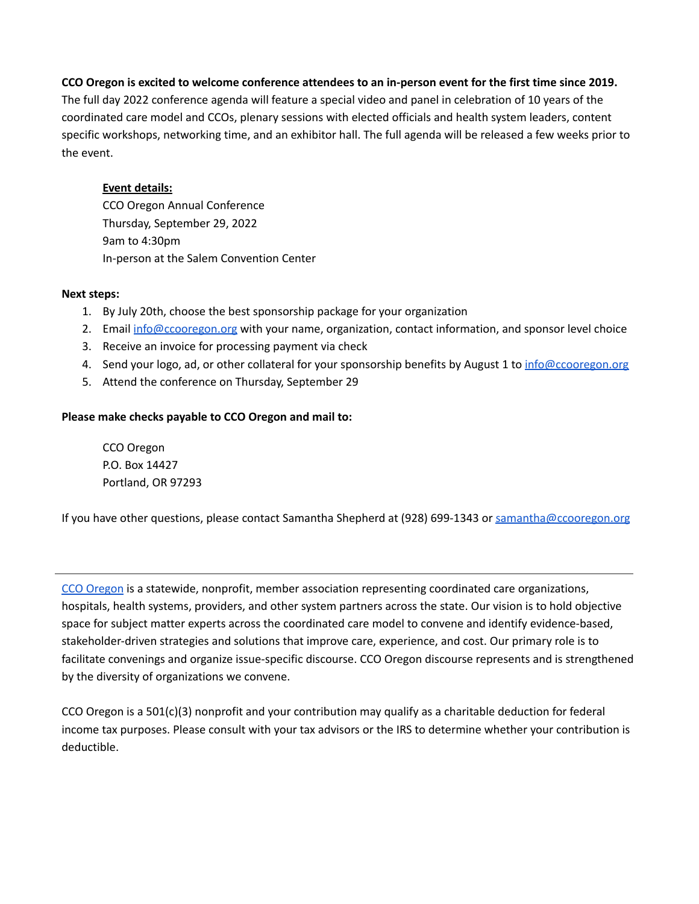**CCO Oregon is excited to welcome conference attendees to an in-person event for the first time since 2019.** The full day 2022 conference agenda will feature a special video and panel in celebration of 10 years of the coordinated care model and CCOs, plenary sessions with elected officials and health system leaders, content specific workshops, networking time, and an exhibitor hall. The full agenda will be released a few weeks prior to the event.

> **<u>Event details:</u>**
> CCO Oregon Annual Conference
> Thursday, September 29, 2022
> 9am to 4:30pm
> In-person at the Salem Convention Center

**Next steps:**

1. By July 20th, choose the best sponsorship package for your organization
2. Email info@ccooregon.org with your name, organization, contact information, and sponsor level choice
3. Receive an invoice for processing payment via check
4. Send your logo, ad, or other collateral for your sponsorship benefits by August 1 to info@ccooregon.org
5. Attend the conference on Thursday, September 29

**Please make checks payable to CCO Oregon and mail to:**

> CCO Oregon
> P.O. Box 14427
> Portland, OR 97293

If you have other questions, please contact Samantha Shepherd at (928) 699-1343 or samantha@ccooregon.org

---

CCO Oregon is a statewide, nonprofit, member association representing coordinated care organizations, hospitals, health systems, providers, and other system partners across the state. Our vision is to hold objective space for subject matter experts across the coordinated care model to convene and identify evidence-based, stakeholder-driven strategies and solutions that improve care, experience, and cost. Our primary role is to facilitate convenings and organize issue-specific discourse. CCO Oregon discourse represents and is strengthened by the diversity of organizations we convene.

CCO Oregon is a 501(c)(3) nonprofit and your contribution may qualify as a charitable deduction for federal income tax purposes. Please consult with your tax advisors or the IRS to determine whether your contribution is deductible.